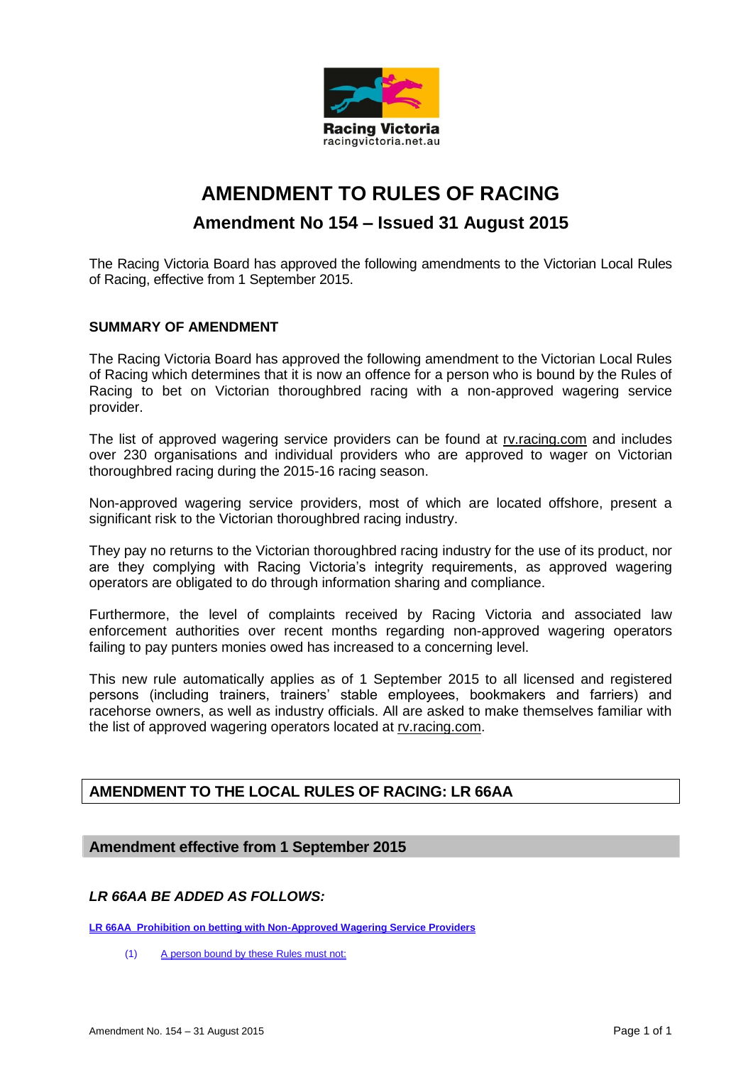Racing Victoria
racingvictoria.net.au

# AMENDMENT TO RULES OF RACING

## Amendment No 154 – Issued 31 August 2015

The Racing Victoria Board has approved the following amendments to the Victorian Local Rules of Racing, effective from 1 September 2015.

### SUMMARY OF AMENDMENT

The Racing Victoria Board has approved the following amendment to the Victorian Local Rules of Racing which determines that it is now an offence for a person who is bound by the Rules of Racing to bet on Victorian thoroughbred racing with a non-approved wagering service provider.

The list of approved wagering service providers can be found at rv.racing.com and includes over 230 organisations and individual providers who are approved to wager on Victorian thoroughbred racing during the 2015-16 racing season.

Non-approved wagering service providers, most of which are located offshore, present a significant risk to the Victorian thoroughbred racing industry.

They pay no returns to the Victorian thoroughbred racing industry for the use of its product, nor are they complying with Racing Victoria's integrity requirements, as approved wagering operators are obligated to do through information sharing and compliance.

Furthermore, the level of complaints received by Racing Victoria and associated law enforcement authorities over recent months regarding non-approved wagering operators failing to pay punters monies owed has increased to a concerning level.

This new rule automatically applies as of 1 September 2015 to all licensed and registered persons (including trainers, trainers' stable employees, bookmakers and farriers) and racehorse owners, as well as industry officials. All are asked to make themselves familiar with the list of approved wagering operators located at rv.racing.com.

### AMENDMENT TO THE LOCAL RULES OF RACING: LR 66AA

### Amendment effective from 1 September 2015

***LR 66AA BE ADDED AS FOLLOWS:***

**LR 66AA Prohibition on betting with Non-Approved Wagering Service Providers**

(1) A person bound by these Rules must not: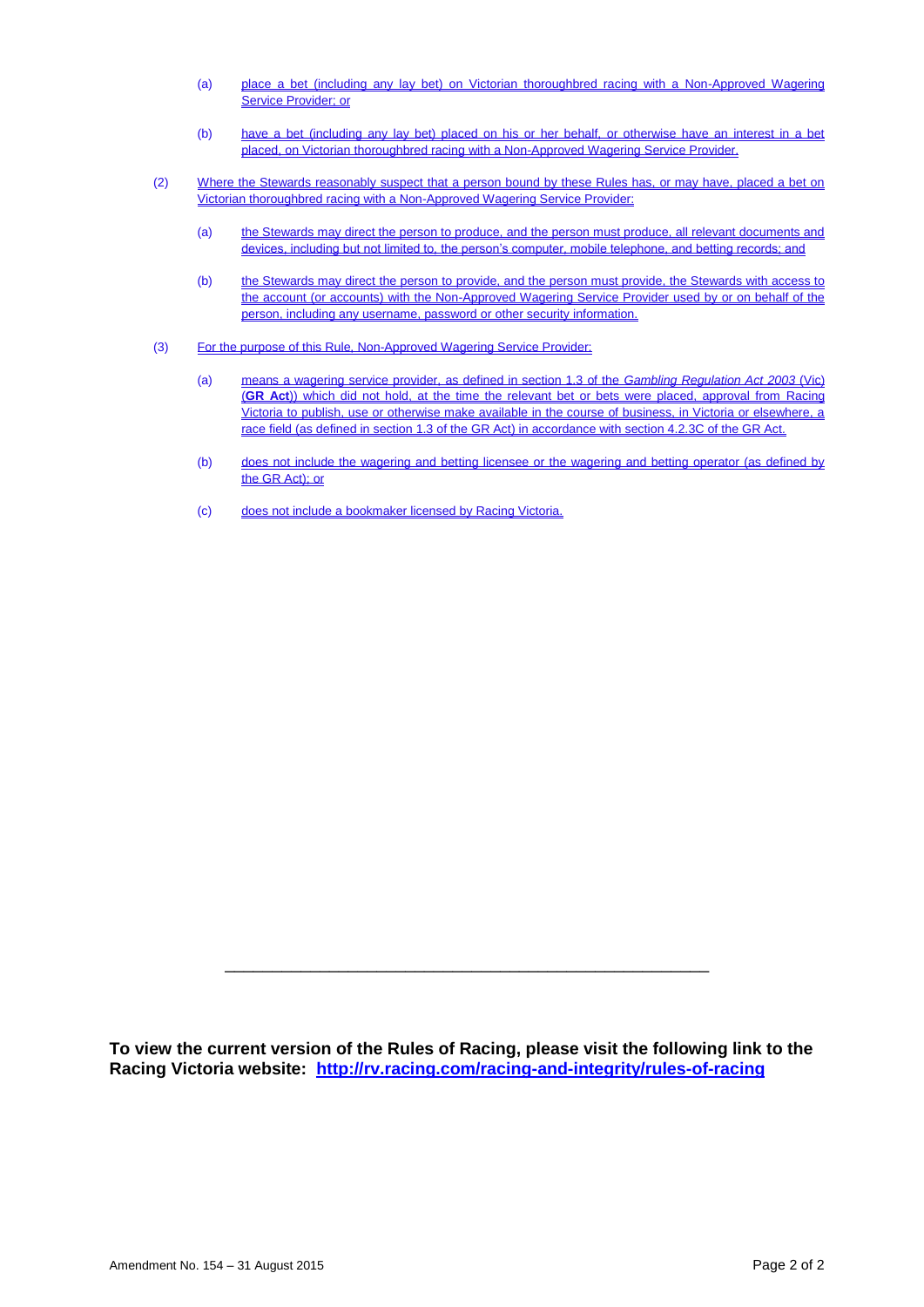(a) place a bet (including any lay bet) on Victorian thoroughbred racing with a Non-Approved Wagering Service Provider; or

(b) have a bet (including any lay bet) placed on his or her behalf, or otherwise have an interest in a bet placed, on Victorian thoroughbred racing with a Non-Approved Wagering Service Provider.

(2) Where the Stewards reasonably suspect that a person bound by these Rules has, or may have, placed a bet on Victorian thoroughbred racing with a Non-Approved Wagering Service Provider:

(a) the Stewards may direct the person to produce, and the person must produce, all relevant documents and devices, including but not limited to, the person's computer, mobile telephone, and betting records; and

(b) the Stewards may direct the person to provide, and the person must provide, the Stewards with access to the account (or accounts) with the Non-Approved Wagering Service Provider used by or on behalf of the person, including any username, password or other security information.

(3) For the purpose of this Rule, Non-Approved Wagering Service Provider:

(a) means a wagering service provider, as defined in section 1.3 of the *Gambling Regulation Act 2003* (Vic) (**GR Act**)) which did not hold, at the time the relevant bet or bets were placed, approval from Racing Victoria to publish, use or otherwise make available in the course of business, in Victoria or elsewhere, a race field (as defined in section 1.3 of the GR Act) in accordance with section 4.2.3C of the GR Act.

(b) does not include the wagering and betting licensee or the wagering and betting operator (as defined by the GR Act); or

(c) does not include a bookmaker licensed by Racing Victoria.

---

**To view the current version of the Rules of Racing, please visit the following link to the Racing Victoria website: [http://rv.racing.com/racing-and-integrity/rules-of-racing](http://rv.racing.com/racing-and-integrity/rules-of-racing)**

Amendment No. 154 – 31 August 2015